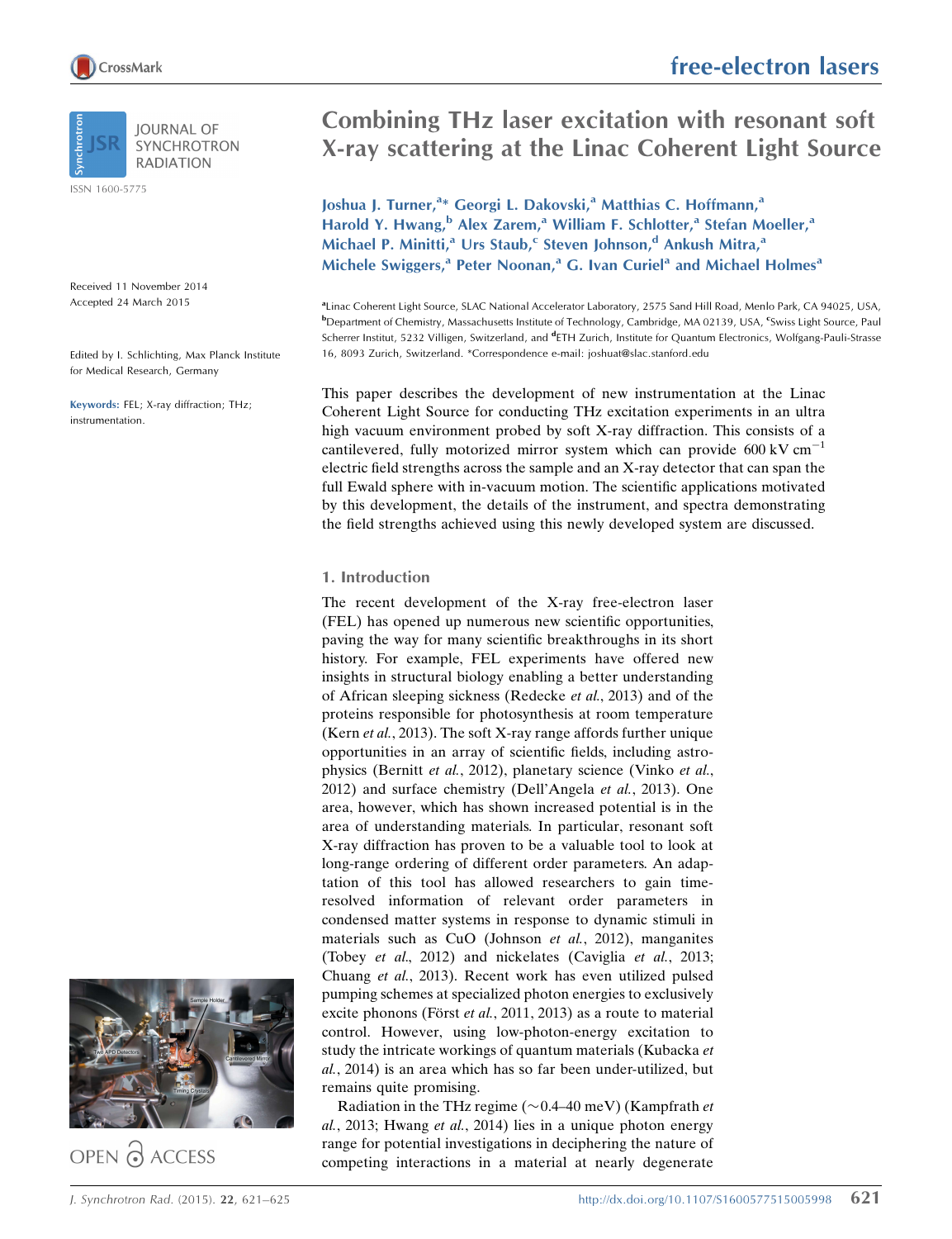# Combining THz laser excitation with resonant soft X-ray scattering at the Linac Coherent Light Source

**Joshua J. Turner,[a]* Georgi L. Dakovski,[a] Matthias C. Hoffmann,[a] Harold Y. Hwang,[b] Alex Zarem,[a] William F. Schlotter,[a] Stefan Moeller,[a] Michael P. Minitti,[a] Urs Staub,[c] Steven Johnson,[d] Ankush Mitra,[a] Michele Swiggers,[a] Peter Noonan,[a] G. Ivan Curiel[a] and Michael Holmes[a]**

[a]Linac Coherent Light Source, SLAC National Accelerator Laboratory, 2575 Sand Hill Road, Menlo Park, CA 94025, USA, [b]Department of Chemistry, Massachusetts Institute of Technology, Cambridge, MA 02139, USA, [c]Swiss Light Source, Paul Scherrer Institut, 5232 Villigen, Switzerland, and [d]ETH Zurich, Institute for Quantum Electronics, Wolfgang-Pauli-Strasse 16, 8093 Zurich, Switzerland. *Correspondence e-mail: joshuat@slac.stanford.edu

ISSN 1600-5775

Received 11 November 2014
Accepted 24 March 2015

Edited by I. Schlichting, Max Planck Institute for Medical Research, Germany

**Keywords:** FEL; X-ray diffraction; THz; instrumentation.

This paper describes the development of new instrumentation at the Linac Coherent Light Source for conducting THz excitation experiments in an ultra high vacuum environment probed by soft X-ray diffraction. This consists of a cantilevered, fully motorized mirror system which can provide 600 kV $cm^{-1}$ electric field strengths across the sample and an X-ray detector that can span the full Ewald sphere with in-vacuum motion. The scientific applications motivated by this development, the details of the instrument, and spectra demonstrating the field strengths achieved using this newly developed system are discussed.

## 1. Introduction

The recent development of the X-ray free-electron laser (FEL) has opened up numerous new scientific opportunities, paving the way for many scientific breakthroughs in its short history. For example, FEL experiments have offered new insights in structural biology enabling a better understanding of African sleeping sickness (Redecke *et al.*, 2013) and of the proteins responsible for photosynthesis at room temperature (Kern *et al.*, 2013). The soft X-ray range affords further unique opportunities in an array of scientific fields, including astrophysics (Bernitt *et al.*, 2012), planetary science (Vinko *et al.*, 2012) and surface chemistry (Dell'Angela *et al.*, 2013). One area, however, which has shown increased potential is in the area of understanding materials. In particular, resonant soft X-ray diffraction has proven to be a valuable tool to look at long-range ordering of different order parameters. An adaptation of this tool has allowed researchers to gain time-resolved information of relevant order parameters in condensed matter systems in response to dynamic stimuli in materials such as CuO (Johnson *et al.*, 2012), manganites (Tobey *et al.*, 2012) and nickelates (Caviglia *et al.*, 2013; Chuang *et al.*, 2013). Recent work has even utilized pulsed pumping schemes at specialized photon energies to exclusively excite phonons (Först *et al.*, 2011, 2013) as a route to material control. However, using low-photon-energy excitation to study the intricate workings of quantum materials (Kubacka *et al.*, 2014) is an area which has so far been under-utilized, but remains quite promising.

Radiation in the THz regime (∼0.4–40 meV) (Kampfrath *et al.*, 2013; Hwang *et al.*, 2014) lies in a unique photon energy range for potential investigations in deciphering the nature of competing interactions in a material at nearly degenerate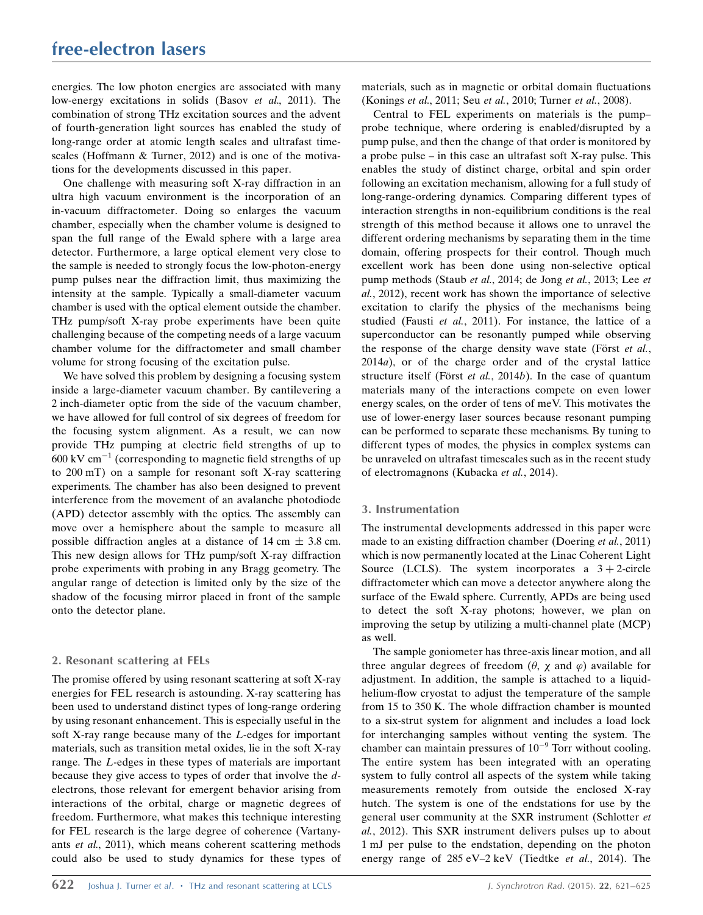energies. The low photon energies are associated with many low-energy excitations in solids (Basov *et al.*, 2011). The combination of strong THz excitation sources and the advent of fourth-generation light sources has enabled the study of long-range order at atomic length scales and ultrafast time-scales (Hoffmann & Turner, 2012) and is one of the motivations for the developments discussed in this paper.

One challenge with measuring soft X-ray diffraction in an ultra high vacuum environment is the incorporation of an in-vacuum diffractometer. Doing so enlarges the vacuum chamber, especially when the chamber volume is designed to span the full range of the Ewald sphere with a large area detector. Furthermore, a large optical element very close to the sample is needed to strongly focus the low-photon-energy pump pulses near the diffraction limit, thus maximizing the intensity at the sample. Typically a small-diameter vacuum chamber is used with the optical element outside the chamber. THz pump/soft X-ray probe experiments have been quite challenging because of the competing needs of a large vacuum chamber volume for the diffractometer and small chamber volume for strong focusing of the excitation pulse.

We have solved this problem by designing a focusing system inside a large-diameter vacuum chamber. By cantilevering a 2 inch-diameter optic from the side of the vacuum chamber, we have allowed for full control of six degrees of freedom for the focusing system alignment. As a result, we can now provide THz pumping at electric field strengths of up to 600 kV $cm^{-1}$ (corresponding to magnetic field strengths of up to 200 mT) on a sample for resonant soft X-ray scattering experiments. The chamber has also been designed to prevent interference from the movement of an avalanche photodiode (APD) detector assembly with the optics. The assembly can move over a hemisphere about the sample to measure all possible diffraction angles at a distance of 14 cm $\pm$ 3.8 cm. This new design allows for THz pump/soft X-ray diffraction probe experiments with probing in any Bragg geometry. The angular range of detection is limited only by the size of the shadow of the focusing mirror placed in front of the sample onto the detector plane.

## 2. Resonant scattering at FELs

The promise offered by using resonant scattering at soft X-ray energies for FEL research is astounding. X-ray scattering has been used to understand distinct types of long-range ordering by using resonant enhancement. This is especially useful in the soft X-ray range because many of the *L*-edges for important materials, such as transition metal oxides, lie in the soft X-ray range. The *L*-edges in these types of materials are important because they give access to types of order that involve the *d*-electrons, those relevant for emergent behavior arising from interactions of the orbital, charge or magnetic degrees of freedom. Furthermore, what makes this technique interesting for FEL research is the large degree of coherence (Vartanyants *et al.*, 2011), which means coherent scattering methods could also be used to study dynamics for these types of materials, such as in magnetic or orbital domain fluctuations (Konings *et al.*, 2011; Seu *et al.*, 2010; Turner *et al.*, 2008).

Central to FEL experiments on materials is the pump–probe technique, where ordering is enabled/disrupted by a pump pulse, and then the change of that order is monitored by a probe pulse – in this case an ultrafast soft X-ray pulse. This enables the study of distinct charge, orbital and spin order following an excitation mechanism, allowing for a full study of long-range-ordering dynamics. Comparing different types of interaction strengths in non-equilibrium conditions is the real strength of this method because it allows one to unravel the different ordering mechanisms by separating them in the time domain, offering prospects for their control. Though much excellent work has been done using non-selective optical pump methods (Staub *et al.*, 2014; de Jong *et al.*, 2013; Lee *et al.*, 2012), recent work has shown the importance of selective excitation to clarify the physics of the mechanisms being studied (Fausti *et al.*, 2011). For instance, the lattice of a superconductor can be resonantly pumped while observing the response of the charge density wave state (Först *et al.*, 2014*a*), or of the charge order and of the crystal lattice structure itself (Först *et al.*, 2014*b*). In the case of quantum materials many of the interactions compete on even lower energy scales, on the order of tens of meV. This motivates the use of lower-energy laser sources because resonant pumping can be performed to separate these mechanisms. By tuning to different types of modes, the physics in complex systems can be unraveled on ultrafast timescales such as in the recent study of electromagnons (Kubacka *et al.*, 2014).

## 3. Instrumentation

The instrumental developments addressed in this paper were made to an existing diffraction chamber (Doering *et al.*, 2011) which is now permanently located at the Linac Coherent Light Source (LCLS). The system incorporates a $3 + 2$-circle diffractometer which can move a detector anywhere along the surface of the Ewald sphere. Currently, APDs are being used to detect the soft X-ray photons; however, we plan on improving the setup by utilizing a multi-channel plate (MCP) as well.

The sample goniometer has three-axis linear motion, and all three angular degrees of freedom ($\theta$, $\chi$ and $\varphi$) available for adjustment. In addition, the sample is attached to a liquid-helium-flow cryostat to adjust the temperature of the sample from 15 to 350 K. The whole diffraction chamber is mounted to a six-strut system for alignment and includes a load lock for interchanging samples without venting the system. The chamber can maintain pressures of $10^{-9}$ Torr without cooling. The entire system has been integrated with an operating system to fully control all aspects of the system while taking measurements remotely from outside the enclosed X-ray hutch. The system is one of the endstations for use by the general user community at the SXR instrument (Schlotter *et al.*, 2012). This SXR instrument delivers pulses up to about 1 mJ per pulse to the endstation, depending on the photon energy range of 285 eV–2 keV (Tiedtke *et al.*, 2014). The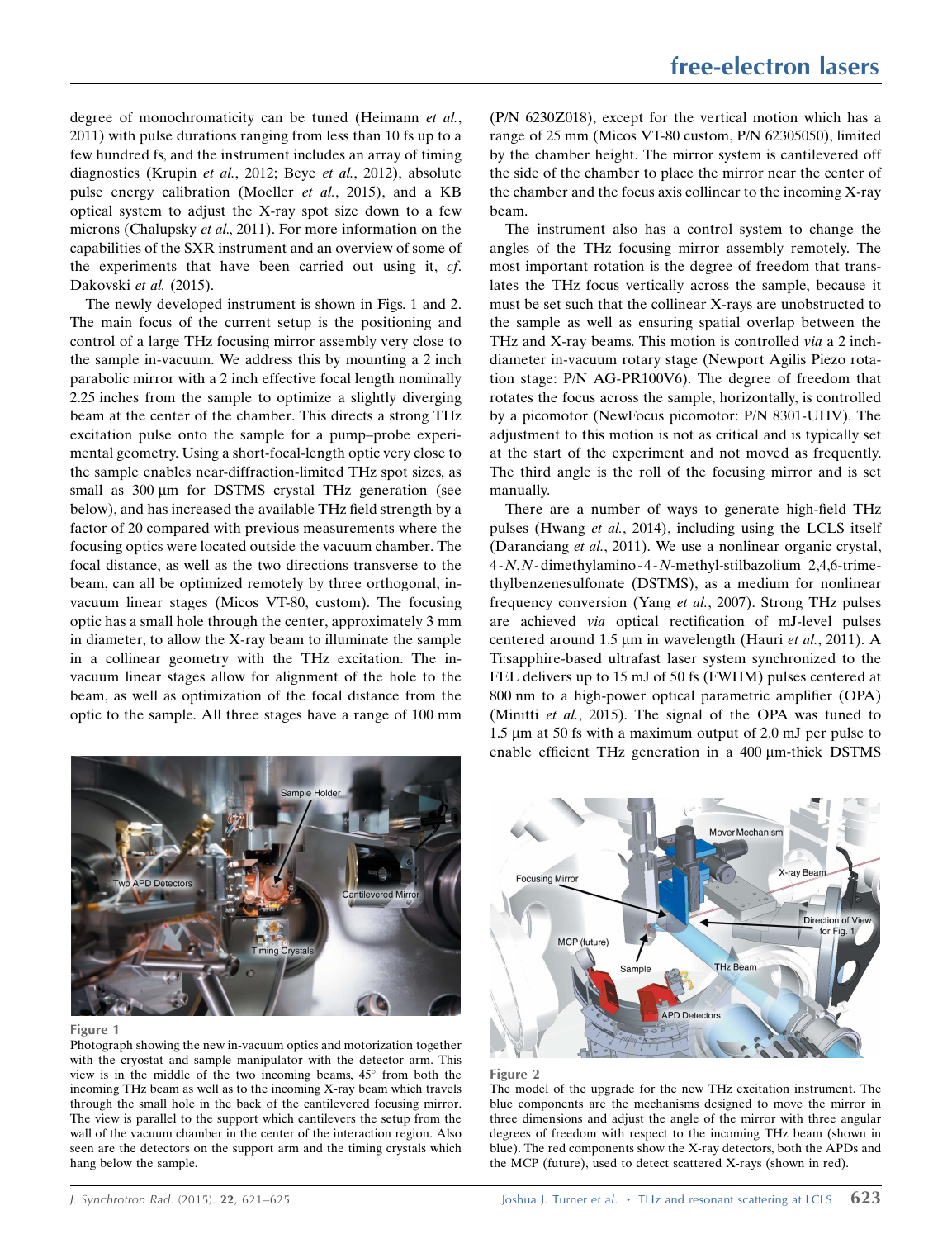degree of monochromaticity can be tuned (Heimann *et al.*, 2011) with pulse durations ranging from less than 10 fs up to a few hundred fs, and the instrument includes an array of timing diagnostics (Krupin *et al.*, 2012; Beye *et al.*, 2012), absolute pulse energy calibration (Moeller *et al.*, 2015), and a KB optical system to adjust the X-ray spot size down to a few microns (Chalupsky *et al.*, 2011). For more information on the capabilities of the SXR instrument and an overview of some of the experiments that have been carried out using it, *cf*. Dakovski *et al.* (2015).

The newly developed instrument is shown in Figs. 1 and 2. The main focus of the current setup is the positioning and control of a large THz focusing mirror assembly very close to the sample in-vacuum. We address this by mounting a 2 inch parabolic mirror with a 2 inch effective focal length nominally 2.25 inches from the sample to optimize a slightly diverging beam at the center of the chamber. This directs a strong THz excitation pulse onto the sample for a pump–probe experimental geometry. Using a short-focal-length optic very close to the sample enables near-diffraction-limited THz spot sizes, as small as 300 µm for DSTMS crystal THz generation (see below), and has increased the available THz field strength by a factor of 20 compared with previous measurements where the focusing optics were located outside the vacuum chamber. The focal distance, as well as the two directions transverse to the beam, can all be optimized remotely by three orthogonal, in-vacuum linear stages (Micos VT-80, custom). The focusing optic has a small hole through the center, approximately 3 mm in diameter, to allow the X-ray beam to illuminate the sample in a collinear geometry with the THz excitation. The in-vacuum linear stages allow for alignment of the hole to the beam, as well as optimization of the focal distance from the optic to the sample. All three stages have a range of 100 mm (P/N 6230Z018), except for the vertical motion which has a range of 25 mm (Micos VT-80 custom, P/N 62305050), limited by the chamber height. The mirror system is cantilevered off the side of the chamber to place the mirror near the center of the chamber and the focus axis collinear to the incoming X-ray beam.

The instrument also has a control system to change the angles of the THz focusing mirror assembly remotely. The most important rotation is the degree of freedom that translates the THz focus vertically across the sample, because it must be set such that the collinear X-rays are unobstructed to the sample as well as ensuring spatial overlap between the THz and X-ray beams. This motion is controlled *via* a 2 inch-diameter in-vacuum rotary stage (Newport Agilis Piezo rotation stage: P/N AG-PR100V6). The degree of freedom that rotates the focus across the sample, horizontally, is controlled by a picomotor (NewFocus picomotor: P/N 8301-UHV). The adjustment to this motion is not as critical and is typically set at the start of the experiment and not moved as frequently. The third angle is the roll of the focusing mirror and is set manually.

There are a number of ways to generate high-field THz pulses (Hwang *et al.*, 2014), including using the LCLS itself (Daranciang *et al.*, 2011). We use a nonlinear organic crystal, 4-*N*,*N*-dimethylamino-4-*N*-methyl-stilbazolium 2,4,6-trimethylbenzenesulfonate (DSTMS), as a medium for nonlinear frequency conversion (Yang *et al.*, 2007). Strong THz pulses are achieved *via* optical rectification of mJ-level pulses centered around 1.5 µm in wavelength (Hauri *et al.*, 2011). A Ti:sapphire-based ultrafast laser system synchronized to the FEL delivers up to 15 mJ of 50 fs (FWHM) pulses centered at 800 nm to a high-power optical parametric amplifier (OPA) (Minitti *et al.*, 2015). The signal of the OPA was tuned to 1.5 µm at 50 fs with a maximum output of 2.0 mJ per pulse to enable efficient THz generation in a 400 µm-thick DSTMS

**Figure 1**
Photograph showing the new in-vacuum optics and motorization together with the cryostat and sample manipulator with the detector arm. This view is in the middle of the two incoming beams, 45° from both the incoming THz beam as well as to the incoming X-ray beam which travels through the small hole in the back of the cantilevered focusing mirror. The view is parallel to the support which cantilevers the setup from the wall of the vacuum chamber in the center of the interaction region. Also seen are the detectors on the support arm and the timing crystals which hang below the sample.

**Figure 2**
The model of the upgrade for the new THz excitation instrument. The blue components are the mechanisms designed to move the mirror in three dimensions and adjust the angle of the mirror with three angular degrees of freedom with respect to the incoming THz beam (shown in blue). The red components show the X-ray detectors, both the APDs and the MCP (future), used to detect scattered X-rays (shown in red).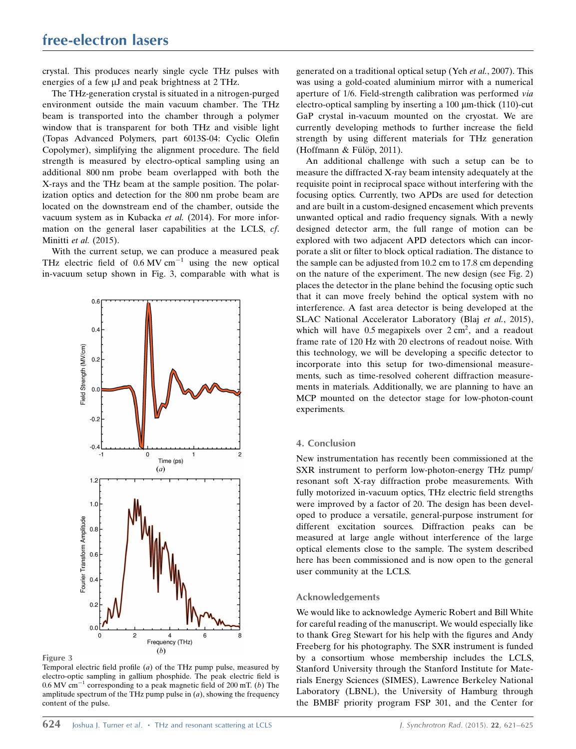crystal. This produces nearly single cycle THz pulses with energies of a few μJ and peak brightness at 2 THz.

The THz-generation crystal is situated in a nitrogen-purged environment outside the main vacuum chamber. The THz beam is transported into the chamber through a polymer window that is transparent for both THz and visible light (Topas Advanced Polymers, part 6013S-04: Cyclic Olefin Copolymer), simplifying the alignment procedure. The field strength is measured by electro-optical sampling using an additional 800 nm probe beam overlapped with both the X-rays and the THz beam at the sample position. The polarization optics and detection for the 800 nm probe beam are located on the downstream end of the chamber, outside the vacuum system as in Kubacka *et al.* (2014). For more information on the general laser capabilities at the LCLS, *cf.* Minitti *et al.* (2015).

With the current setup, we can produce a measured peak THz electric field of 0.6 MV $cm^{-1}$ using the new optical in-vacuum setup shown in Fig. 3, comparable with what is generated on a traditional optical setup (Yeh *et al.*, 2007). This was using a gold-coated aluminium mirror with a numerical aperture of 1/6. Field-strength calibration was performed *via* electro-optical sampling by inserting a 100 μm-thick (110)-cut GaP crystal in-vacuum mounted on the cryostat. We are currently developing methods to further increase the field strength by using different materials for THz generation (Hoffmann & Fülöp, 2011).

An additional challenge with such a setup can be to measure the diffracted X-ray beam intensity adequately at the requisite point in reciprocal space without interfering with the focusing optics. Currently, two APDs are used for detection and are built in a custom-designed encasement which prevents unwanted optical and radio frequency signals. With a newly designed detector arm, the full range of motion can be explored with two adjacent APD detectors which can incorporate a slit or filter to block optical radiation. The distance to the sample can be adjusted from 10.2 cm to 17.8 cm depending on the nature of the experiment. The new design (see Fig. 2) places the detector in the plane behind the focusing optic such that it can move freely behind the optical system with no interference. A fast area detector is being developed at the SLAC National Accelerator Laboratory (Blaj *et al.*, 2015), which will have 0.5 megapixels over 2 $cm^2$, and a readout frame rate of 120 Hz with 20 electrons of readout noise. With this technology, we will be developing a specific detector to incorporate into this setup for two-dimensional measurements, such as time-resolved coherent diffraction measurements in materials. Additionally, we are planning to have an MCP mounted on the detector stage for low-photon-count experiments.

**Figure 3**
Temporal electric field profile (*a*) of the THz pump pulse, measured by electro-optic sampling in gallium phosphide. The peak electric field is 0.6 MV $cm^{-1}$ corresponding to a peak magnetic field of 200 mT. (*b*) The amplitude spectrum of the THz pump pulse in (*a*), showing the frequency content of the pulse.

## 4. Conclusion

New instrumentation has recently been commissioned at the SXR instrument to perform low-photon-energy THz pump/resonant soft X-ray diffraction probe measurements. With fully motorized in-vacuum optics, THz electric field strengths were improved by a factor of 20. The design has been developed to produce a versatile, general-purpose instrument for different excitation sources. Diffraction peaks can be measured at large angle without interference of the large optical elements close to the sample. The system described here has been commissioned and is now open to the general user community at the LCLS.

### Acknowledgements

We would like to acknowledge Aymeric Robert and Bill White for careful reading of the manuscript. We would especially like to thank Greg Stewart for his help with the figures and Andy Freeberg for his photography. The SXR instrument is funded by a consortium whose membership includes the LCLS, Stanford University through the Stanford Institute for Materials Energy Sciences (SIMES), Lawrence Berkeley National Laboratory (LBNL), the University of Hamburg through the BMBF priority program FSP 301, and the Center for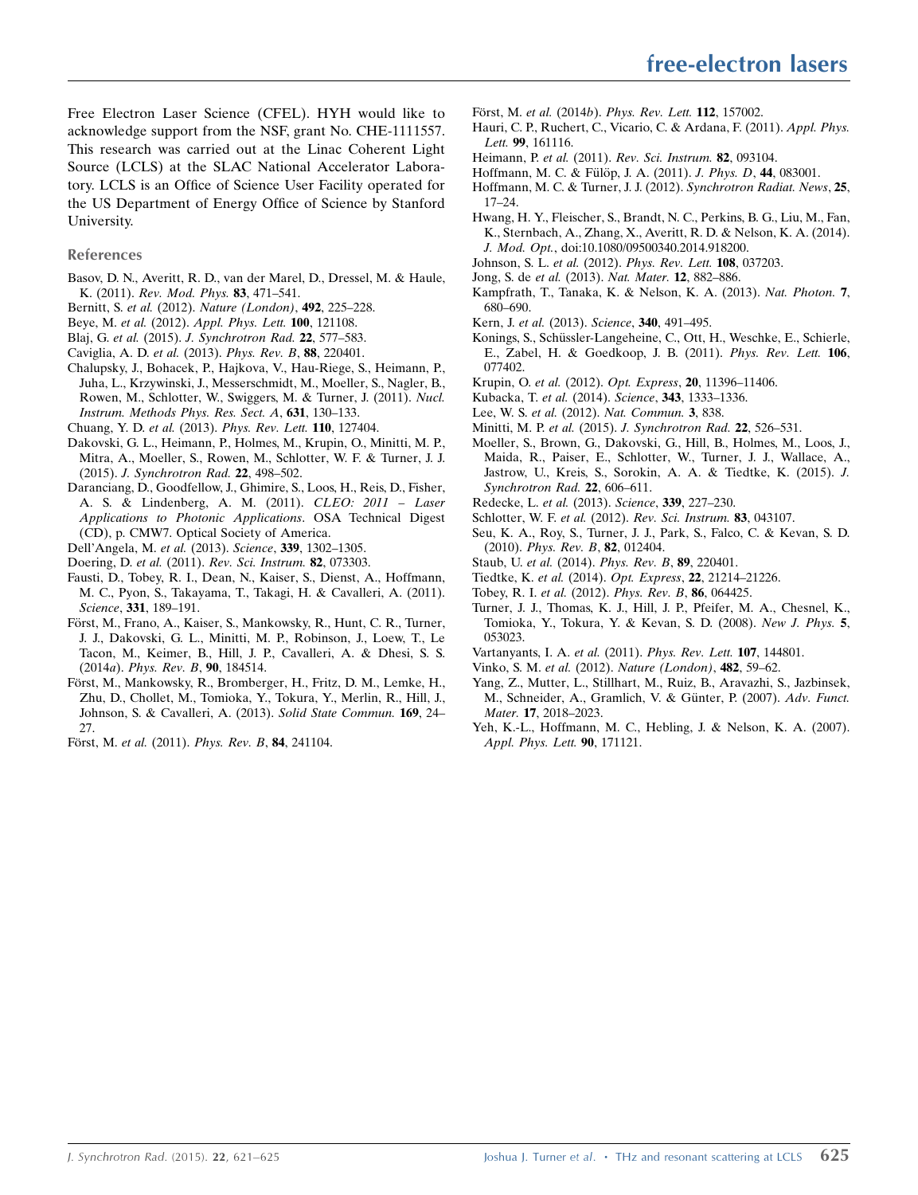Free Electron Laser Science (CFEL). HYH would like to acknowledge support from the NSF, grant No. CHE-1111557. This research was carried out at the Linac Coherent Light Source (LCLS) at the SLAC National Accelerator Laboratory. LCLS is an Office of Science User Facility operated for the US Department of Energy Office of Science by Stanford University.

## References

Basov, D. N., Averitt, R. D., van der Marel, D., Dressel, M. & Haule, K. (2011). *Rev. Mod. Phys.* **83**, 471–541.

Bernitt, S. *et al.* (2012). *Nature (London)*, **492**, 225–228.

Beye, M. *et al.* (2012). *Appl. Phys. Lett.* **100**, 121108.

Blaj, G. *et al.* (2015). *J. Synchrotron Rad.* **22**, 577–583.

Caviglia, A. D. *et al.* (2013). *Phys. Rev. B*, **88**, 220401.

Chalupsky, J., Bohacek, P., Hajkova, V., Hau-Riege, S., Heimann, P., Juha, L., Krzywinski, J., Messerschmidt, M., Moeller, S., Nagler, B., Rowen, M., Schlotter, W., Swiggers, M. & Turner, J. (2011). *Nucl. Instrum. Methods Phys. Res. Sect. A*, **631**, 130–133.

Chuang, Y. D. *et al.* (2013). *Phys. Rev. Lett.* **110**, 127404.

Dakovski, G. L., Heimann, P., Holmes, M., Krupin, O., Minitti, M. P., Mitra, A., Moeller, S., Rowen, M., Schlotter, W. F. & Turner, J. J. (2015). *J. Synchrotron Rad.* **22**, 498–502.

Daranciang, D., Goodfellow, J., Ghimire, S., Loos, H., Reis, D., Fisher, A. S. & Lindenberg, A. M. (2011). *CLEO: 2011 – Laser Applications to Photonic Applications*. OSA Technical Digest (CD), p. CMW7. Optical Society of America.

Dell'Angela, M. *et al.* (2013). *Science*, **339**, 1302–1305.

Doering, D. *et al.* (2011). *Rev. Sci. Instrum.* **82**, 073303.

Fausti, D., Tobey, R. I., Dean, N., Kaiser, S., Dienst, A., Hoffmann, M. C., Pyon, S., Takayama, T., Takagi, H. & Cavalleri, A. (2011). *Science*, **331**, 189–191.

Först, M., Frano, A., Kaiser, S., Mankowsky, R., Hunt, C. R., Turner, J. J., Dakovski, G. L., Minitti, M. P., Robinson, J., Loew, T., Le Tacon, M., Keimer, B., Hill, J. P., Cavalleri, A. & Dhesi, S. S. (2014*a*). *Phys. Rev. B*, **90**, 184514.

Först, M., Mankowsky, R., Bromberger, H., Fritz, D. M., Lemke, H., Zhu, D., Chollet, M., Tomioka, Y., Tokura, Y., Merlin, R., Hill, J., Johnson, S. & Cavalleri, A. (2013). *Solid State Commun.* **169**, 24–27.

Först, M. *et al.* (2011). *Phys. Rev. B*, **84**, 241104.

Först, M. *et al.* (2014*b*). *Phys. Rev. Lett.* **112**, 157002.

Hauri, C. P., Ruchert, C., Vicario, C. & Ardana, F. (2011). *Appl. Phys. Lett.* **99**, 161116.

Heimann, P. *et al.* (2011). *Rev. Sci. Instrum.* **82**, 093104.

Hoffmann, M. C. & Fülöp, J. A. (2011). *J. Phys. D*, **44**, 083001.

Hoffmann, M. C. & Turner, J. J. (2012). *Synchrotron Radiat. News*, **25**, 17–24.

Hwang, H. Y., Fleischer, S., Brandt, N. C., Perkins, B. G., Liu, M., Fan, K., Sternbach, A., Zhang, X., Averitt, R. D. & Nelson, K. A. (2014). *J. Mod. Opt.*, doi:10.1080/09500340.2014.918200.

Johnson, S. L. *et al.* (2012). *Phys. Rev. Lett.* **108**, 037203.

Jong, S. de *et al.* (2013). *Nat. Mater.* **12**, 882–886.

Kampfrath, T., Tanaka, K. & Nelson, K. A. (2013). *Nat. Photon.* **7**, 680–690.

Kern, J. *et al.* (2013). *Science*, **340**, 491–495.

Konings, S., Schüssler-Langeheine, C., Ott, H., Weschke, E., Schierle, E., Zabel, H. & Goedkoop, J. B. (2011). *Phys. Rev. Lett.* **106**, 077402.

Krupin, O. *et al.* (2012). *Opt. Express*, **20**, 11396–11406.

Kubacka, T. *et al.* (2014). *Science*, **343**, 1333–1336.

Lee, W. S. *et al.* (2012). *Nat. Commun.* **3**, 838.

Minitti, M. P. *et al.* (2015). *J. Synchrotron Rad.* **22**, 526–531.

Moeller, S., Brown, G., Dakovski, G., Hill, B., Holmes, M., Loos, J., Maida, R., Paiser, E., Schlotter, W., Turner, J. J., Wallace, A., Jastrow, U., Kreis, S., Sorokin, A. A. & Tiedtke, K. (2015). *J. Synchrotron Rad.* **22**, 606–611.

Redecke, L. *et al.* (2013). *Science*, **339**, 227–230.

Schlotter, W. F. *et al.* (2012). *Rev. Sci. Instrum.* **83**, 043107.

Seu, K. A., Roy, S., Turner, J. J., Park, S., Falco, C. & Kevan, S. D. (2010). *Phys. Rev. B*, **82**, 012404.

Staub, U. *et al.* (2014). *Phys. Rev. B*, **89**, 220401.

Tiedtke, K. *et al.* (2014). *Opt. Express*, **22**, 21214–21226.

Tobey, R. I. *et al.* (2012). *Phys. Rev. B*, **86**, 064425.

Turner, J. J., Thomas, K. J., Hill, J. P., Pfeifer, M. A., Chesnel, K., Tomioka, Y., Tokura, Y. & Kevan, S. D. (2008). *New J. Phys.* **5**, 053023.

Vartanyants, I. A. *et al.* (2011). *Phys. Rev. Lett.* **107**, 144801.

Vinko, S. M. *et al.* (2012). *Nature (London)*, **482**, 59–62.

Yang, Z., Mutter, L., Stillhart, M., Ruiz, B., Aravazhi, S., Jazbinsek, M., Schneider, A., Gramlich, V. & Günter, P. (2007). *Adv. Funct. Mater.* **17**, 2018–2023.

Yeh, K.-L., Hoffmann, M. C., Hebling, J. & Nelson, K. A. (2007). *Appl. Phys. Lett.* **90**, 171121.